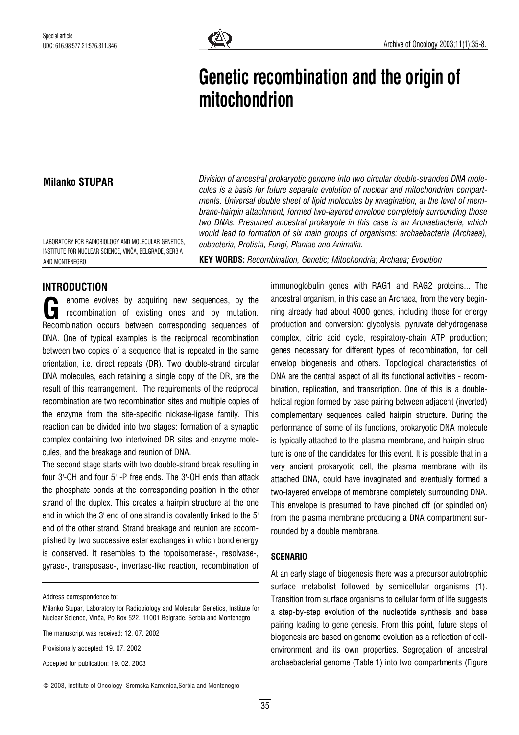Special article

UDC: 616.98:577.21:576.311.346

# Genetic recombination and the origin of mitochondrion

**Milanko STUPAR**

LABORATORY FOR RADIOBIOLOGY AND MOLECULAR GENETICS, INSTITUTE FOR NUCLEAR SCIENCE, VINČA, BELGRADE, SERBIA AND MONTENEGRO

*Division of ancestral prokaryotic genome into two circular double-stranded DNA molecules is a basis for future separate evolution of nuclear and mitochondrion compartments. Universal double sheet of lipid molecules by invagination, at the level of membrane-hairpin attachment, formed two-layered envelope completely surrounding those two DNAs. Presumed ancestral prokaryote in this case is an Archaebacteria, which would lead to formation of six main groups of organisms: archaebacteria (Archaea), eubacteria, Protista, Fungi, Plantae and Animalia.*

**KEY WORDS:** *Recombination, Genetic; Mitochondria; Archaea; Evolution*

## INTRODUCTION

Genome evolves by acquiring new sequences, by the recombination of existing ones and by mutation. Recombination occurs between corresponding sequences of DNA. One of typical examples is the reciprocal recombination between two copies of a sequence that is repeated in the same orientation, i.e. direct repeats (DR). Two double-strand circular DNA molecules, each retaining a single copy of the DR, are the result of this rearrangement. The requirements of the reciprocal recombination are two recombination sites and multiple copies of the enzyme from the site-specific nickase-ligase family. This reaction can be divided into two stages: formation of a synaptic complex containing two intertwined DR sites and enzyme molecules, and the breakage and reunion of DNA.

The second stage starts with two double-strand break resulting in four 3'-OH and four 5' -P free ends. The 3'-OH ends than attack the phosphate bonds at the corresponding position in the other strand of the duplex. This creates a hairpin structure at the one end in which the 3' end of one strand is covalently linked to the 5' end of the other strand. Strand breakage and reunion are accomplished by two successive ester exchanges in which bond energy is conserved. It resembles to the topoisomerase-, resolvase-, gyrase-, transposase-, invertase-like reaction, recombination of immunoglobulin genes with RAG1 and RAG2 proteins... The ancestral organism, in this case an Archaea, from the very beginning already had about 4000 genes, including those for energy production and conversion: glycolysis, pyruvate dehydrogenase complex, citric acid cycle, respiratory-chain ATP production; genes necessary for different types of recombination, for cell envelop biogenesis and others. Topological characteristics of DNA are the central aspect of all its functional activities - recombination, replication, and transcription. One of this is a double-helical region formed by base pairing between adjacent (inverted) complementary sequences called hairpin structure. During the performance of some of its functions, prokaryotic DNA molecule is typically attached to the plasma membrane, and hairpin structure is one of the candidates for this event. It is possible that in a very ancient prokaryotic cell, the plasma membrane with its attached DNA, could have invaginated and eventually formed a two-layered envelope of membrane completely surrounding DNA. This envelope is presumed to have pinched off (or spindled on) from the plasma membrane producing a DNA compartment surrounded by a double membrane.

## SCENARIO

At an early stage of biogenesis there was a precursor autotrophic surface metabolist followed by semicellular organisms (1). Transition from surface organisms to cellular form of life suggests a step-by-step evolution of the nucleotide synthesis and base pairing leading to gene genesis. From this point, future steps of biogenesis are based on genome evolution as a reflection of cell-environment and its own properties. Segregation of ancestral archaebacterial genome (Table 1) into two compartments (Figure

Address correspondence to:

Milanko Stupar, Laboratory for Radiobiology and Molecular Genetics, Institute for Nuclear Science, Vinča, Po Box 522, 11001 Belgrade, Serbia and Montenegro

The manuscript was received: 12. 07. 2002

Provisionally accepted: 19. 07. 2002

Accepted for publication: 19. 02. 2003

© 2003, Institute of Oncology Sremska Kamenica,Serbia and Montenegro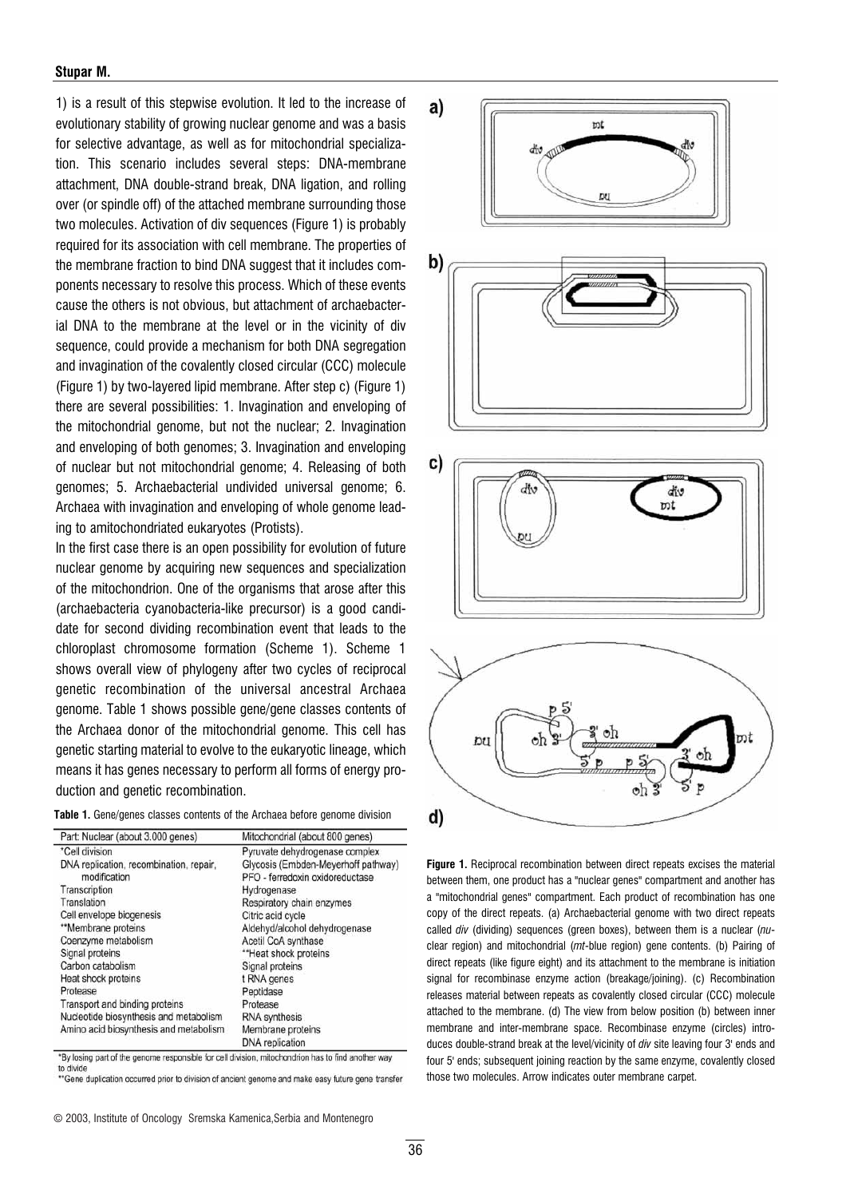1) is a result of this stepwise evolution. It led to the increase of evolutionary stability of growing nuclear genome and was a basis for selective advantage, as well as for mitochondrial specialization. This scenario includes several steps: DNA-membrane attachment, DNA double-strand break, DNA ligation, and rolling over (or spindle off) of the attached membrane surrounding those two molecules. Activation of div sequences (Figure 1) is probably required for its association with cell membrane. The properties of the membrane fraction to bind DNA suggest that it includes components necessary to resolve this process. Which of these events cause the others is not obvious, but attachment of archaebacterial DNA to the membrane at the level or in the vicinity of div sequence, could provide a mechanism for both DNA segregation and invagination of the covalently closed circular (CCC) molecule (Figure 1) by two-layered lipid membrane. After step c) (Figure 1) there are several possibilities: 1. Invagination and enveloping of the mitochondrial genome, but not the nuclear; 2. Invagination and enveloping of both genomes; 3. Invagination and enveloping of nuclear but not mitochondrial genome; 4. Releasing of both genomes; 5. Archaebacterial undivided universal genome; 6. Archaea with invagination and enveloping of whole genome leading to amitochondriated eukaryotes (Protists).

In the first case there is an open possibility for evolution of future nuclear genome by acquiring new sequences and specialization of the mitochondrion. One of the organisms that arose after this (archaebacteria cyanobacteria-like precursor) is a good candidate for second dividing recombination event that leads to the chloroplast chromosome formation (Scheme 1). Scheme 1 shows overall view of phylogeny after two cycles of reciprocal genetic recombination of the universal ancestral Archaea genome. Table 1 shows possible gene/gene classes contents of the Archaea donor of the mitochondrial genome. This cell has genetic starting material to evolve to the eukaryotic lineage, which means it has genes necessary to perform all forms of energy production and genetic recombination.

**Table 1.** Gene/genes classes contents of the Archaea before genome division

| Part: Nuclear (about 3.000 genes) | Mitochondrial (about 800 genes) |
|---|---|
| *Cell division | Pyruvate dehydrogenase complex |
| DNA replication, recombination, repair, modification | Glycosis (Embden-Meyerhoff pathway) |
| | PFO - ferredoxin oxidoreductase |
| Transcription | Hydrogenase |
| Translation | Respiratory chain enzymes |
| Cell envelope biogenesis | Citric acid cycle |
| **Membrane proteins | Aldehyd/alcohol dehydrogenase |
| Coenzyme metabolism | Acetil CoA synthase |
| Signal proteins | **Heat shock proteins |
| Carbon catabolism | Signal proteins |
| Heat shock proteins | t RNA genes |
| Protease | Peptidase |
| Transport and binding proteins | Protease |
| Nucleotide biosynthesis and metabolism | RNA synthesis |
| Amino acid biosynthesis and metabolism | Membrane proteins |
| | DNA replication |

*By losing part of the genome responsible for cell division, mitochondrion has to find another way to divide

**Gene duplication occurred prior to division of ancient genome and make easy future gene transfer

**Figure 1.** Reciprocal recombination between direct repeats excises the material between them, one product has a "nuclear genes" compartment and another has a "mitochondrial genes" compartment. Each product of recombination has one copy of the direct repeats. (a) Archaebacterial genome with two direct repeats called *div* (dividing) sequences (green boxes), between them is a nuclear (*nu*-clear region) and mitochondrial (*mt*-blue region) gene contents. (b) Pairing of direct repeats (like figure eight) and its attachment to the membrane is initiation signal for recombinase enzyme action (breakage/joining). (c) Recombination releases material between repeats as covalently closed circular (CCC) molecule attached to the membrane. (d) The view from below position (b) between inner membrane and inter-membrane space. Recombinase enzyme (circles) introduces double-strand break at the level/vicinity of *div* site leaving four 3' ends and four 5' ends; subsequent joining reaction by the same enzyme, covalently closed those two molecules. Arrow indicates outer membrane carpet.

© 2003, Institute of Oncology Sremska Kamenica,Serbia and Montenegro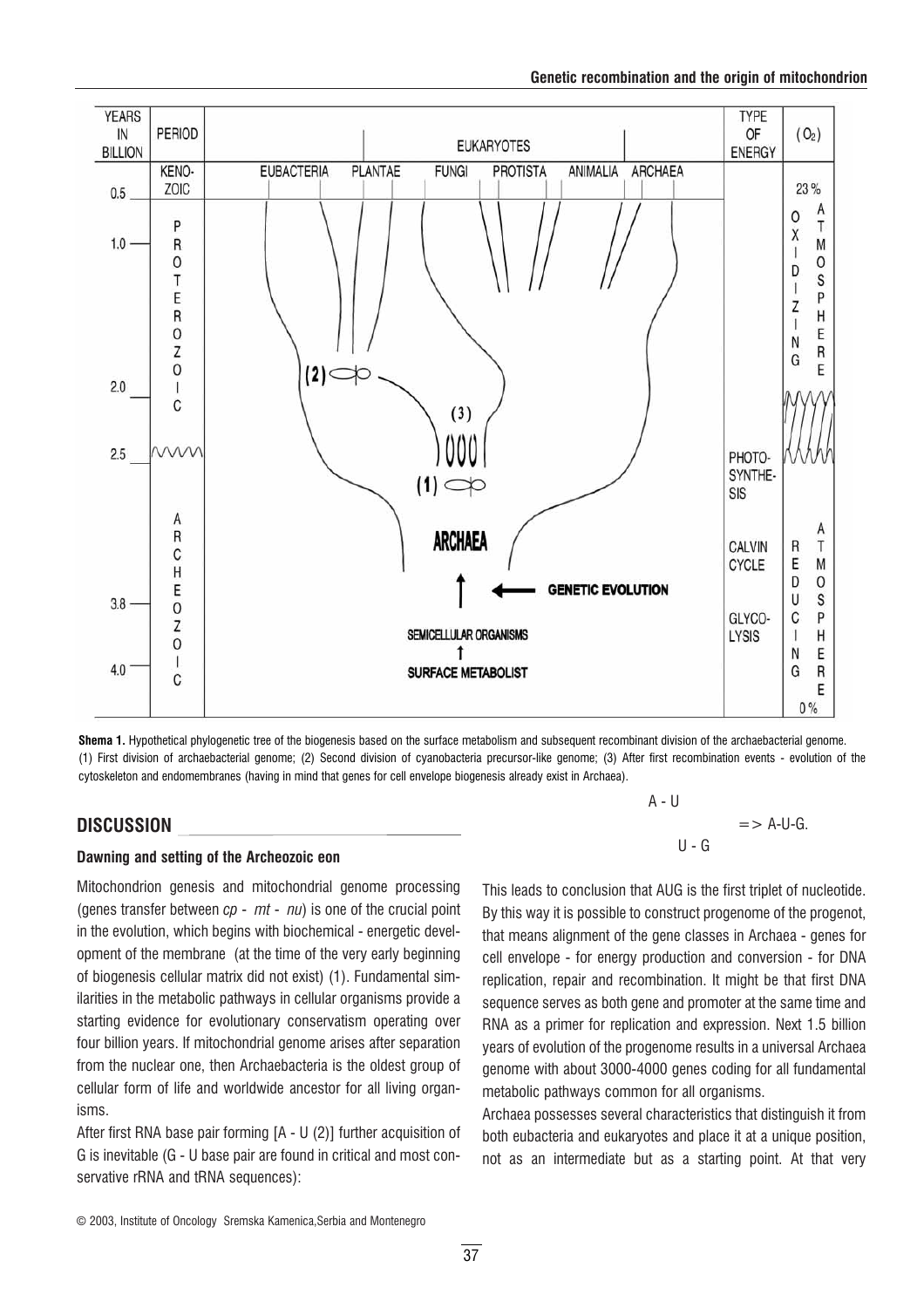**Shema 1.** Hypothetical phylogenetic tree of the biogenesis based on the surface metabolism and subsequent recombinant division of the archaebacterial genome. (1) First division of archaebacterial genome; (2) Second division of cyanobacteria precursor-like genome; (3) After first recombination events - evolution of the cytoskeleton and endomembranes (having in mind that genes for cell envelope biogenesis already exist in Archaea).

## DISCUSSION

### Dawning and setting of the Archeozoic eon

Mitochondrion genesis and mitochondrial genome processing (genes transfer between *cp* - *mt* - *nu*) is one of the crucial point in the evolution, which begins with biochemical - energetic development of the membrane (at the time of the very early beginning of biogenesis cellular matrix did not exist) (1). Fundamental similarities in the metabolic pathways in cellular organisms provide a starting evidence for evolutionary conservatism operating over four billion years. If mitochondrial genome arises after separation from the nuclear one, then Archaebacteria is the oldest group of cellular form of life and worldwide ancestor for all living organisms.

After first RNA base pair forming [A - U (2)] further acquisition of G is inevitable (G - U base pair are found in critical and most conservative rRNA and tRNA sequences):

A - U

=> A-U-G.

U - G

This leads to conclusion that AUG is the first triplet of nucleotide. By this way it is possible to construct progenome of the progenot, that means alignment of the gene classes in Archaea - genes for cell envelope - for energy production and conversion - for DNA replication, repair and recombination. It might be that first DNA sequence serves as both gene and promoter at the same time and RNA as a primer for replication and expression. Next 1.5 billion years of evolution of the progenome results in a universal Archaea genome with about 3000-4000 genes coding for all fundamental metabolic pathways common for all organisms.

Archaea possesses several characteristics that distinguish it from both eubacteria and eukaryotes and place it at a unique position, not as an intermediate but as a starting point. At that very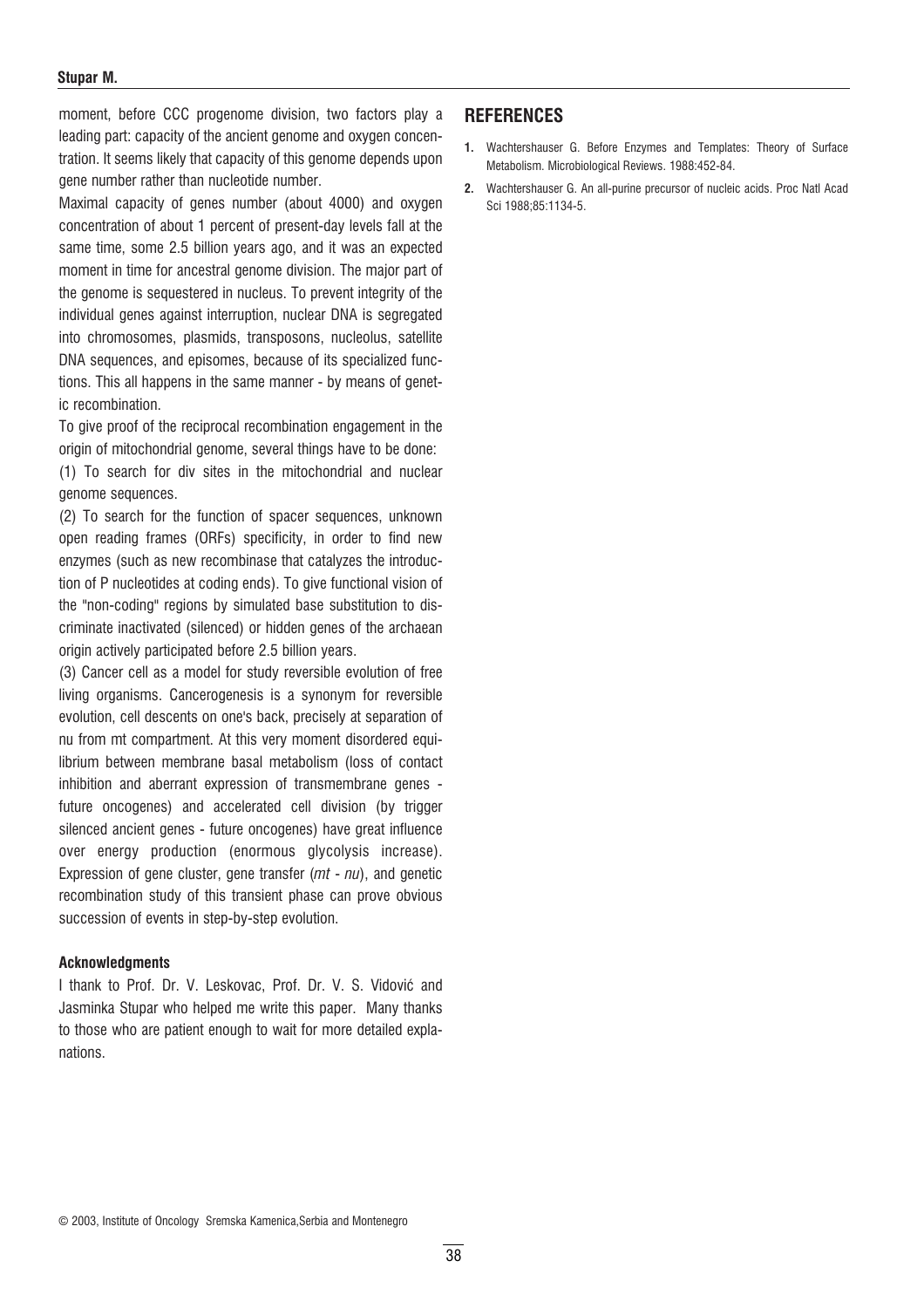moment, before CCC progenome division, two factors play a leading part: capacity of the ancient genome and oxygen concentration. It seems likely that capacity of this genome depends upon gene number rather than nucleotide number.

Maximal capacity of genes number (about 4000) and oxygen concentration of about 1 percent of present-day levels fall at the same time, some 2.5 billion years ago, and it was an expected moment in time for ancestral genome division. The major part of the genome is sequestered in nucleus. To prevent integrity of the individual genes against interruption, nuclear DNA is segregated into chromosomes, plasmids, transposons, nucleolus, satellite DNA sequences, and episomes, because of its specialized functions. This all happens in the same manner - by means of genetic recombination.

To give proof of the reciprocal recombination engagement in the origin of mitochondrial genome, several things have to be done:

(1) To search for div sites in the mitochondrial and nuclear genome sequences.

(2) To search for the function of spacer sequences, unknown open reading frames (ORFs) specificity, in order to find new enzymes (such as new recombinase that catalyzes the introduction of P nucleotides at coding ends). To give functional vision of the "non-coding" regions by simulated base substitution to discriminate inactivated (silenced) or hidden genes of the archaean origin actively participated before 2.5 billion years.

(3) Cancer cell as a model for study reversible evolution of free living organisms. Cancerogenesis is a synonym for reversible evolution, cell descents on one's back, precisely at separation of nu from mt compartment. At this very moment disordered equilibrium between membrane basal metabolism (loss of contact inhibition and aberrant expression of transmembrane genes - future oncogenes) and accelerated cell division (by trigger silenced ancient genes - future oncogenes) have great influence over energy production (enormous glycolysis increase). Expression of gene cluster, gene transfer (*mt* - *nu*), and genetic recombination study of this transient phase can prove obvious succession of events in step-by-step evolution.

#### Acknowledgments

I thank to Prof. Dr. V. Leskovac, Prof. Dr. V. S. Vidović and Jasminka Stupar who helped me write this paper. Many thanks to those who are patient enough to wait for more detailed explanations.

## REFERENCES

1. Wachtershauser G. Before Enzymes and Templates: Theory of Surface Metabolism. Microbiological Reviews. 1988:452-84.
2. Wachtershauser G. An all-purine precursor of nucleic acids. Proc Natl Acad Sci 1988;85:1134-5.

© 2003, Institute of Oncology Sremska Kamenica,Serbia and Montenegro